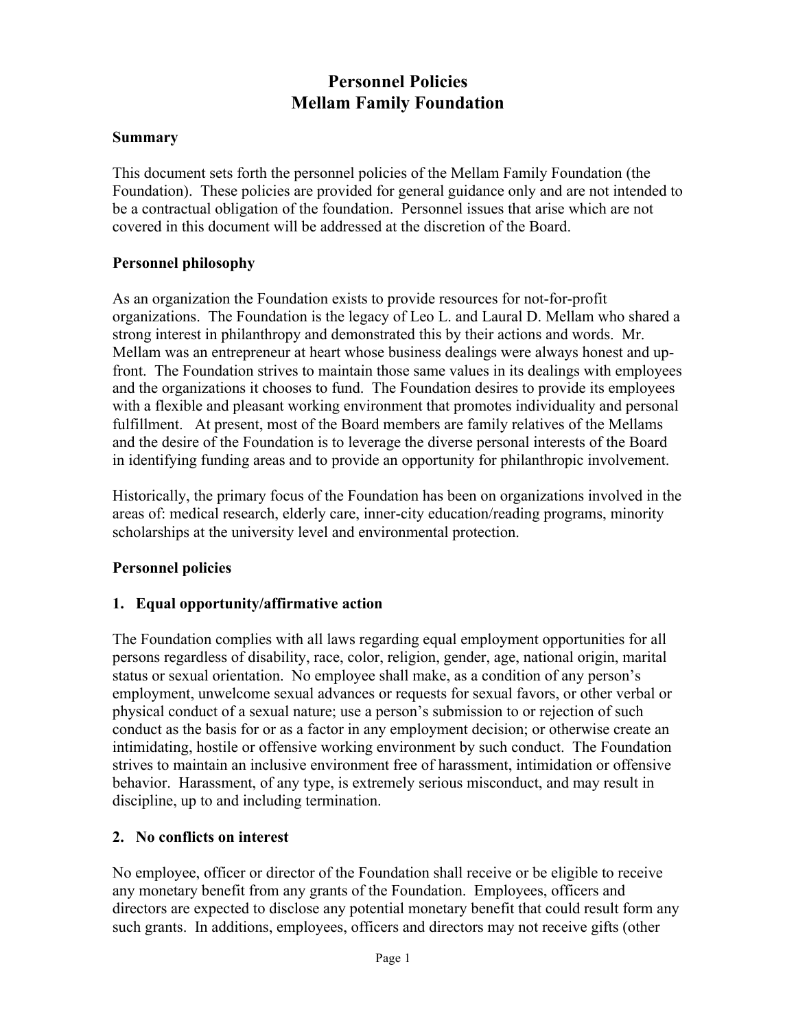# Personnel Policies
# Mellam Family Foundation

**Summary**

This document sets forth the personnel policies of the Mellam Family Foundation (the Foundation). These policies are provided for general guidance only and are not intended to be a contractual obligation of the foundation. Personnel issues that arise which are not covered in this document will be addressed at the discretion of the Board.

**Personnel philosophy**

As an organization the Foundation exists to provide resources for not-for-profit organizations. The Foundation is the legacy of Leo L. and Laural D. Mellam who shared a strong interest in philanthropy and demonstrated this by their actions and words. Mr. Mellam was an entrepreneur at heart whose business dealings were always honest and up-front. The Foundation strives to maintain those same values in its dealings with employees and the organizations it chooses to fund. The Foundation desires to provide its employees with a flexible and pleasant working environment that promotes individuality and personal fulfillment. At present, most of the Board members are family relatives of the Mellams and the desire of the Foundation is to leverage the diverse personal interests of the Board in identifying funding areas and to provide an opportunity for philanthropic involvement.

Historically, the primary focus of the Foundation has been on organizations involved in the areas of: medical research, elderly care, inner-city education/reading programs, minority scholarships at the university level and environmental protection.

**Personnel policies**

**1. Equal opportunity/affirmative action**

The Foundation complies with all laws regarding equal employment opportunities for all persons regardless of disability, race, color, religion, gender, age, national origin, marital status or sexual orientation. No employee shall make, as a condition of any person's employment, unwelcome sexual advances or requests for sexual favors, or other verbal or physical conduct of a sexual nature; use a person's submission to or rejection of such conduct as the basis for or as a factor in any employment decision; or otherwise create an intimidating, hostile or offensive working environment by such conduct. The Foundation strives to maintain an inclusive environment free of harassment, intimidation or offensive behavior. Harassment, of any type, is extremely serious misconduct, and may result in discipline, up to and including termination.

**2. No conflicts on interest**

No employee, officer or director of the Foundation shall receive or be eligible to receive any monetary benefit from any grants of the Foundation. Employees, officers and directors are expected to disclose any potential monetary benefit that could result form any such grants. In additions, employees, officers and directors may not receive gifts (other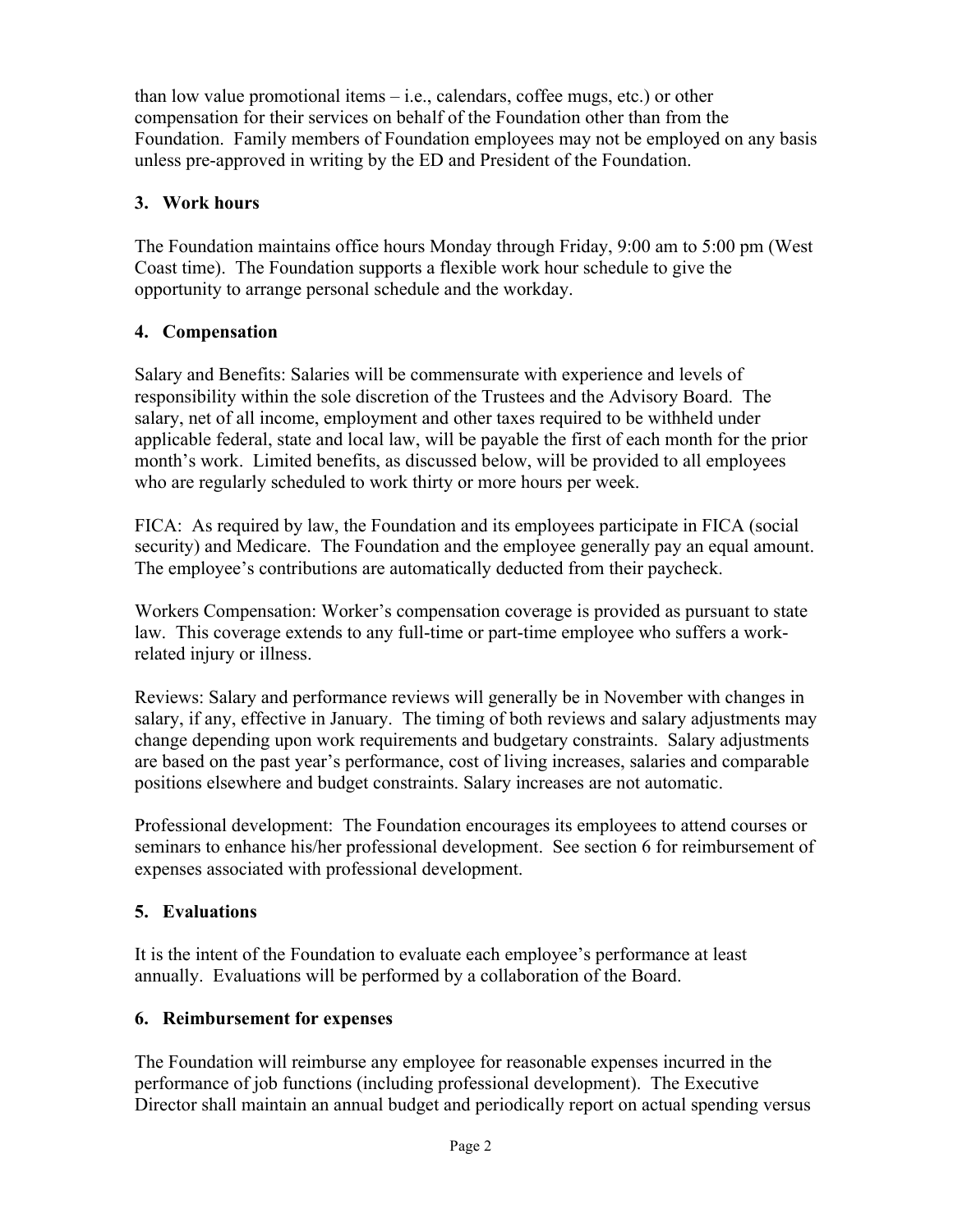than low value promotional items – i.e., calendars, coffee mugs, etc.) or other compensation for their services on behalf of the Foundation other than from the Foundation. Family members of Foundation employees may not be employed on any basis unless pre-approved in writing by the ED and President of the Foundation.

## 3. Work hours

The Foundation maintains office hours Monday through Friday, 9:00 am to 5:00 pm (West Coast time). The Foundation supports a flexible work hour schedule to give the opportunity to arrange personal schedule and the workday.

## 4. Compensation

Salary and Benefits: Salaries will be commensurate with experience and levels of responsibility within the sole discretion of the Trustees and the Advisory Board. The salary, net of all income, employment and other taxes required to be withheld under applicable federal, state and local law, will be payable the first of each month for the prior month's work. Limited benefits, as discussed below, will be provided to all employees who are regularly scheduled to work thirty or more hours per week.

FICA: As required by law, the Foundation and its employees participate in FICA (social security) and Medicare. The Foundation and the employee generally pay an equal amount. The employee's contributions are automatically deducted from their paycheck.

Workers Compensation: Worker's compensation coverage is provided as pursuant to state law. This coverage extends to any full-time or part-time employee who suffers a work-related injury or illness.

Reviews: Salary and performance reviews will generally be in November with changes in salary, if any, effective in January. The timing of both reviews and salary adjustments may change depending upon work requirements and budgetary constraints. Salary adjustments are based on the past year's performance, cost of living increases, salaries and comparable positions elsewhere and budget constraints. Salary increases are not automatic.

Professional development: The Foundation encourages its employees to attend courses or seminars to enhance his/her professional development. See section 6 for reimbursement of expenses associated with professional development.

## 5. Evaluations

It is the intent of the Foundation to evaluate each employee's performance at least annually. Evaluations will be performed by a collaboration of the Board.

## 6. Reimbursement for expenses

The Foundation will reimburse any employee for reasonable expenses incurred in the performance of job functions (including professional development). The Executive Director shall maintain an annual budget and periodically report on actual spending versus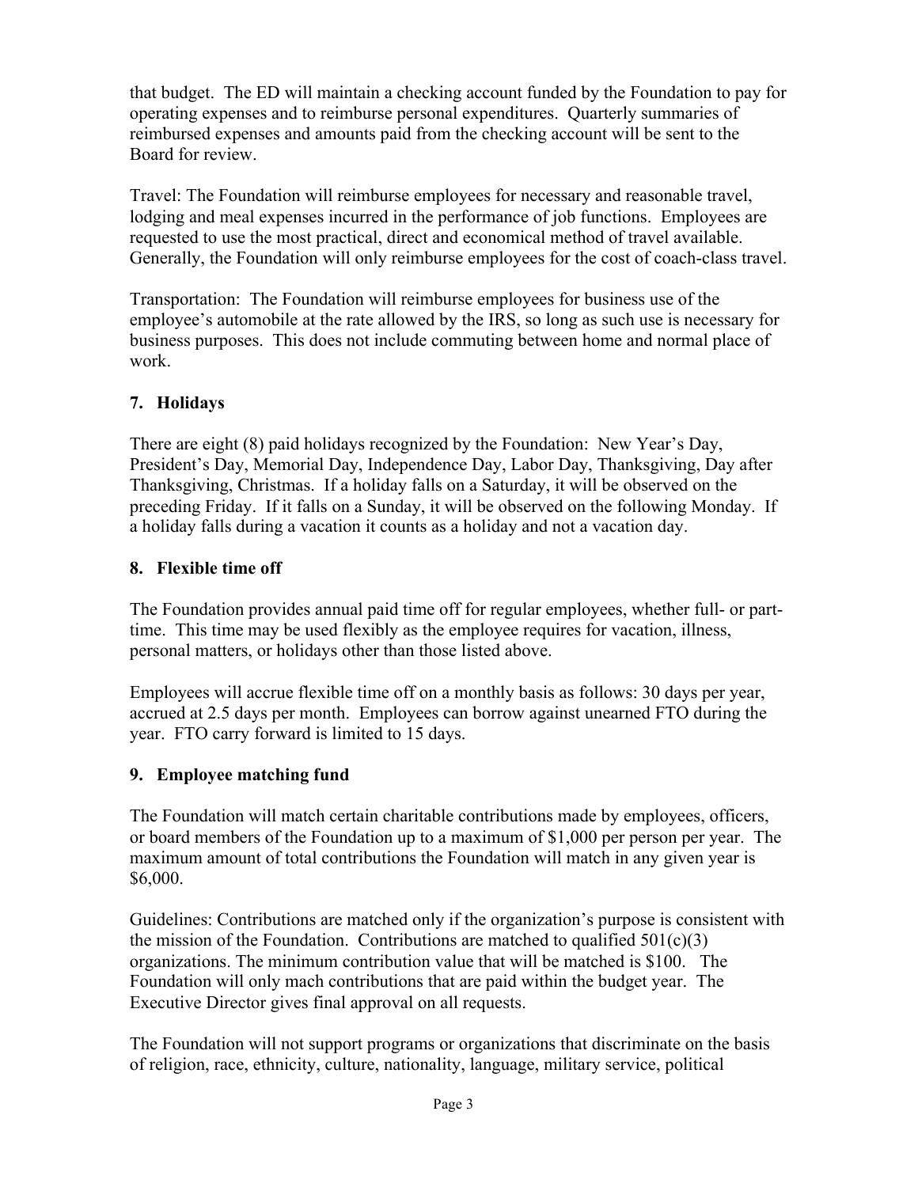that budget. The ED will maintain a checking account funded by the Foundation to pay for operating expenses and to reimburse personal expenditures. Quarterly summaries of reimbursed expenses and amounts paid from the checking account will be sent to the Board for review.

Travel: The Foundation will reimburse employees for necessary and reasonable travel, lodging and meal expenses incurred in the performance of job functions. Employees are requested to use the most practical, direct and economical method of travel available. Generally, the Foundation will only reimburse employees for the cost of coach-class travel.

Transportation: The Foundation will reimburse employees for business use of the employee's automobile at the rate allowed by the IRS, so long as such use is necessary for business purposes. This does not include commuting between home and normal place of work.

## 7. Holidays

There are eight (8) paid holidays recognized by the Foundation: New Year's Day, President's Day, Memorial Day, Independence Day, Labor Day, Thanksgiving, Day after Thanksgiving, Christmas. If a holiday falls on a Saturday, it will be observed on the preceding Friday. If it falls on a Sunday, it will be observed on the following Monday. If a holiday falls during a vacation it counts as a holiday and not a vacation day.

## 8. Flexible time off

The Foundation provides annual paid time off for regular employees, whether full- or part-time. This time may be used flexibly as the employee requires for vacation, illness, personal matters, or holidays other than those listed above.

Employees will accrue flexible time off on a monthly basis as follows: 30 days per year, accrued at 2.5 days per month. Employees can borrow against unearned FTO during the year. FTO carry forward is limited to 15 days.

## 9. Employee matching fund

The Foundation will match certain charitable contributions made by employees, officers, or board members of the Foundation up to a maximum of $1,000 per person per year. The maximum amount of total contributions the Foundation will match in any given year is $6,000.

Guidelines: Contributions are matched only if the organization's purpose is consistent with the mission of the Foundation. Contributions are matched to qualified 501(c)(3) organizations. The minimum contribution value that will be matched is $100. The Foundation will only mach contributions that are paid within the budget year. The Executive Director gives final approval on all requests.

The Foundation will not support programs or organizations that discriminate on the basis of religion, race, ethnicity, culture, nationality, language, military service, political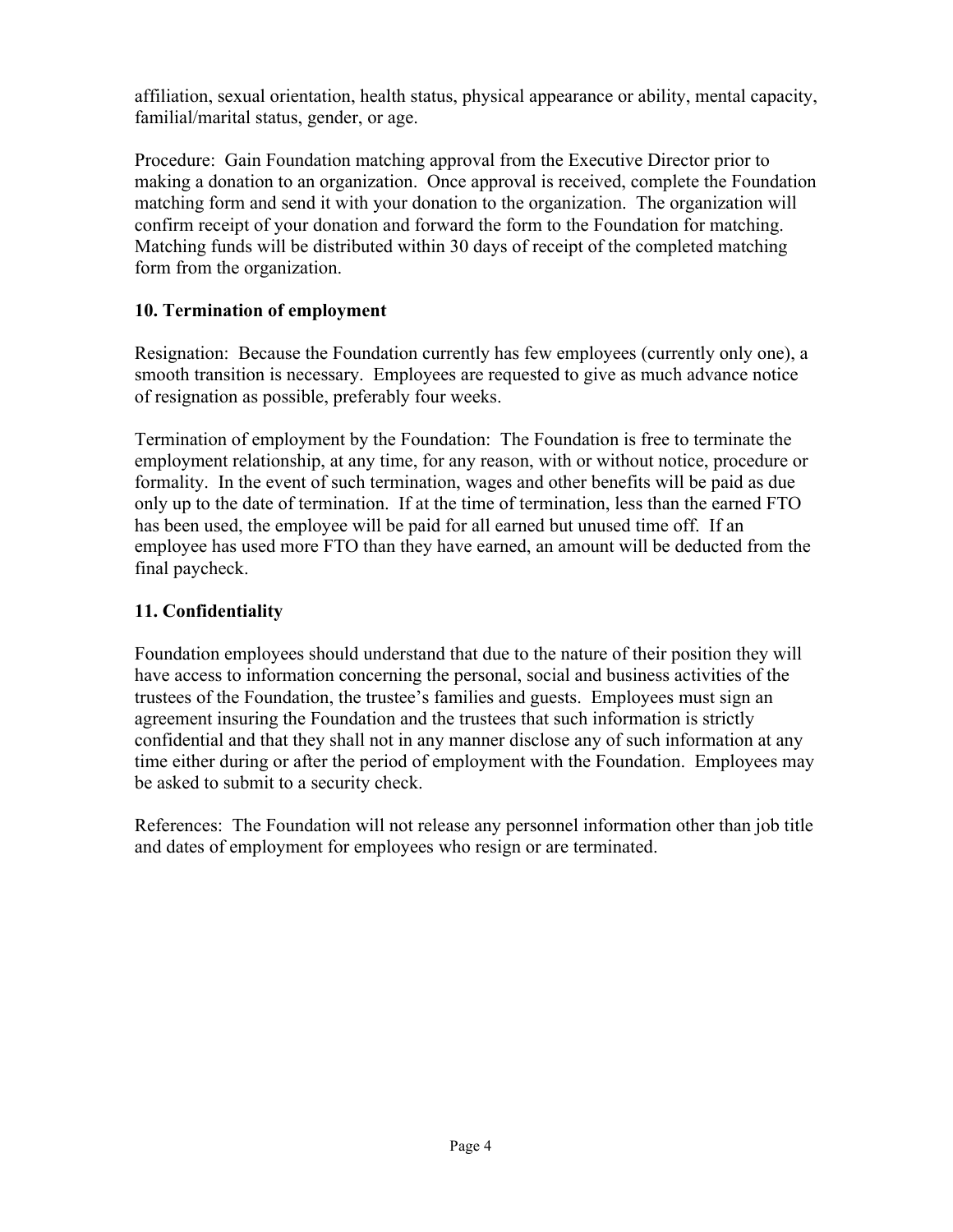affiliation, sexual orientation, health status, physical appearance or ability, mental capacity, familial/marital status, gender, or age.

Procedure: Gain Foundation matching approval from the Executive Director prior to making a donation to an organization. Once approval is received, complete the Foundation matching form and send it with your donation to the organization. The organization will confirm receipt of your donation and forward the form to the Foundation for matching. Matching funds will be distributed within 30 days of receipt of the completed matching form from the organization.

**10. Termination of employment**

Resignation: Because the Foundation currently has few employees (currently only one), a smooth transition is necessary. Employees are requested to give as much advance notice of resignation as possible, preferably four weeks.

Termination of employment by the Foundation: The Foundation is free to terminate the employment relationship, at any time, for any reason, with or without notice, procedure or formality. In the event of such termination, wages and other benefits will be paid as due only up to the date of termination. If at the time of termination, less than the earned FTO has been used, the employee will be paid for all earned but unused time off. If an employee has used more FTO than they have earned, an amount will be deducted from the final paycheck.

**11. Confidentiality**

Foundation employees should understand that due to the nature of their position they will have access to information concerning the personal, social and business activities of the trustees of the Foundation, the trustee's families and guests. Employees must sign an agreement insuring the Foundation and the trustees that such information is strictly confidential and that they shall not in any manner disclose any of such information at any time either during or after the period of employment with the Foundation. Employees may be asked to submit to a security check.

References: The Foundation will not release any personnel information other than job title and dates of employment for employees who resign or are terminated.